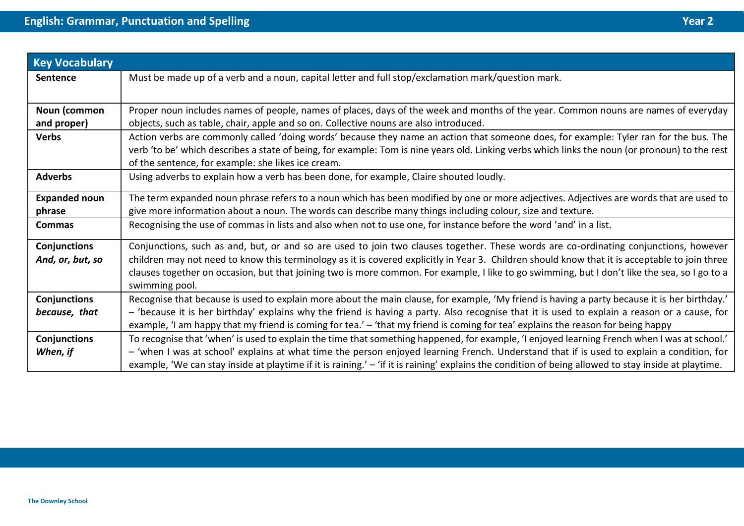# English: Grammar, Punctuation and Spelling

## Year 2

| Key Vocabulary | |
|---|---|
| **Sentence** | Must be made up of a verb and a noun, capital letter and full stop/exclamation mark/question mark. |
| **Noun (common and proper)** | Proper noun includes names of people, names of places, days of the week and months of the year. Common nouns are names of everyday objects, such as table, chair, apple and so on. Collective nouns are also introduced. |
| **Verbs** | Action verbs are commonly called 'doing words' because they name an action that someone does, for example: Tyler ran for the bus. The verb 'to be' which describes a state of being, for example: Tom is nine years old. Linking verbs which links the noun (or pronoun) to the rest of the sentence, for example: she likes ice cream. |
| **Adverbs** | Using adverbs to explain how a verb has been done, for example, Claire shouted loudly. |
| **Expanded noun phrase** | The term expanded noun phrase refers to a noun which has been modified by one or more adjectives. Adjectives are words that are used to give more information about a noun. The words can describe many things including colour, size and texture. |
| **Commas** | Recognising the use of commas in lists and also when not to use one, for instance before the word 'and' in a list. |
| **Conjunctions** ***And, or, but, so*** | Conjunctions, such as and, but, or and so are used to join two clauses together. These words are co-ordinating conjunctions, however children may not need to know this terminology as it is covered explicitly in Year 3. Children should know that it is acceptable to join three clauses together on occasion, but that joining two is more common. For example, I like to go swimming, but I don't like the sea, so I go to a swimming pool. |
| **Conjunctions** ***because, that*** | Recognise that because is used to explain more about the main clause, for example, 'My friend is having a party because it is her birthday.' – 'because it is her birthday' explains why the friend is having a party. Also recognise that it is used to explain a reason or a cause, for example, 'I am happy that my friend is coming for tea.' – 'that my friend is coming for tea' explains the reason for being happy |
| **Conjunctions** ***When, if*** | To recognise that 'when' is used to explain the time that something happened, for example, 'I enjoyed learning French when I was at school.' – 'when I was at school' explains at what time the person enjoyed learning French. Understand that if is used to explain a condition, for example, 'We can stay inside at playtime if it is raining.' – 'if it is raining' explains the condition of being allowed to stay inside at playtime. |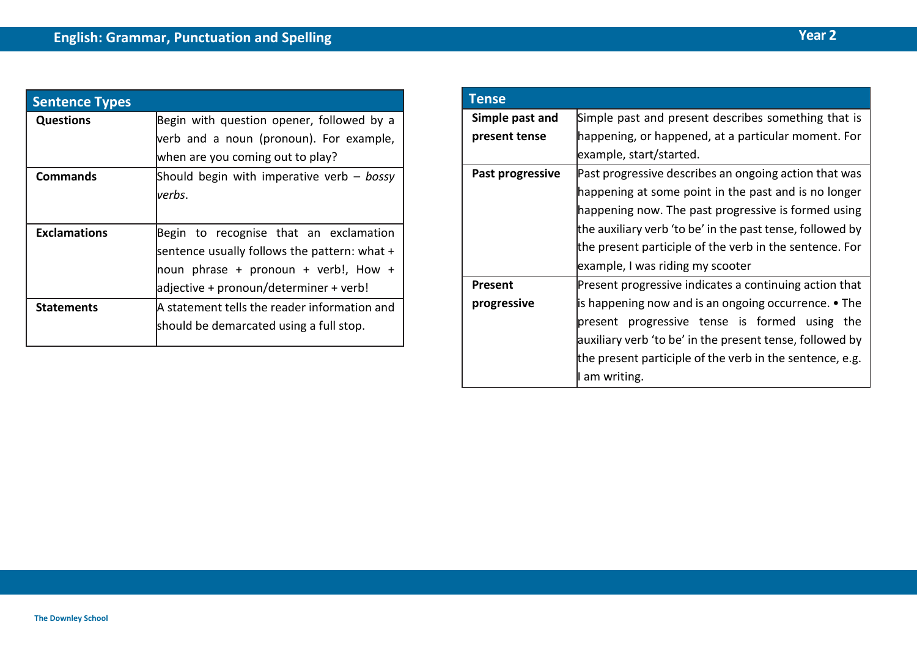# English: Grammar, Punctuation and Spelling

Year 2

| Sentence Types | |
|---|---|
| **Questions** | Begin with question opener, followed by a verb and a noun (pronoun). For example, when are you coming out to play? |
| **Commands** | Should begin with imperative verb – *bossy verbs*. |
| **Exclamations** | Begin to recognise that an exclamation sentence usually follows the pattern: what + noun phrase + pronoun + verb!, How + adjective + pronoun/determiner + verb! |
| **Statements** | A statement tells the reader information and should be demarcated using a full stop. |

| Tense | |
|---|---|
| **Simple past and present tense** | Simple past and present describes something that is happening, or happened, at a particular moment. For example, start/started. |
| **Past progressive** | Past progressive describes an ongoing action that was happening at some point in the past and is no longer happening now. The past progressive is formed using the auxiliary verb 'to be' in the past tense, followed by the present participle of the verb in the sentence. For example, I was riding my scooter |
| **Present progressive** | Present progressive indicates a continuing action that is happening now and is an ongoing occurrence. • The present progressive tense is formed using the auxiliary verb 'to be' in the present tense, followed by the present participle of the verb in the sentence, e.g. I am writing. |